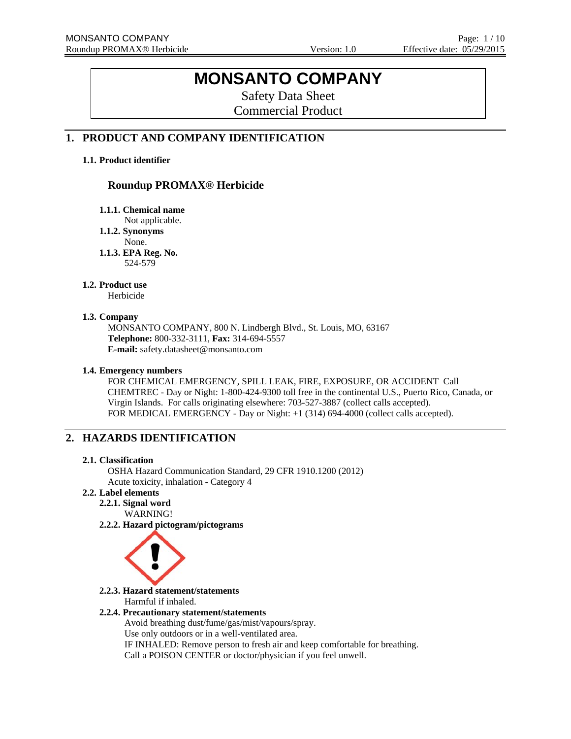# MONSANTO COMPANY

Safety Data Sheet

Commercial Product

## 1. PRODUCT AND COMPANY IDENTIFICATION

### 1.1. Product identifier

**Roundup PROMAX® Herbicide**

**1.1.1. Chemical name**

Not applicable.

**1.1.2. Synonyms**

None.

**1.1.3. EPA Reg. No.**

524-579

### 1.2. Product use

Herbicide

### 1.3. Company

MONSANTO COMPANY, 800 N. Lindbergh Blvd., St. Louis, MO, 63167

**Telephone:** 800-332-3111, **Fax:** 314-694-5557

**E-mail:** safety.datasheet@monsanto.com

### 1.4. Emergency numbers

FOR CHEMICAL EMERGENCY, SPILL LEAK, FIRE, EXPOSURE, OR ACCIDENT Call CHEMTREC - Day or Night: 1-800-424-9300 toll free in the continental U.S., Puerto Rico, Canada, or Virgin Islands. For calls originating elsewhere: 703-527-3887 (collect calls accepted).

FOR MEDICAL EMERGENCY - Day or Night: +1 (314) 694-4000 (collect calls accepted).

## 2. HAZARDS IDENTIFICATION

### 2.1. Classification

OSHA Hazard Communication Standard, 29 CFR 1910.1200 (2012)

Acute toxicity, inhalation - Category 4

### 2.2. Label elements

**2.2.1. Signal word**

WARNING!

**2.2.2. Hazard pictogram/pictograms**

**2.2.3. Hazard statement/statements**

Harmful if inhaled.

**2.2.4. Precautionary statement/statements**

Avoid breathing dust/fume/gas/mist/vapours/spray.

Use only outdoors or in a well-ventilated area.

IF INHALED: Remove person to fresh air and keep comfortable for breathing.

Call a POISON CENTER or doctor/physician if you feel unwell.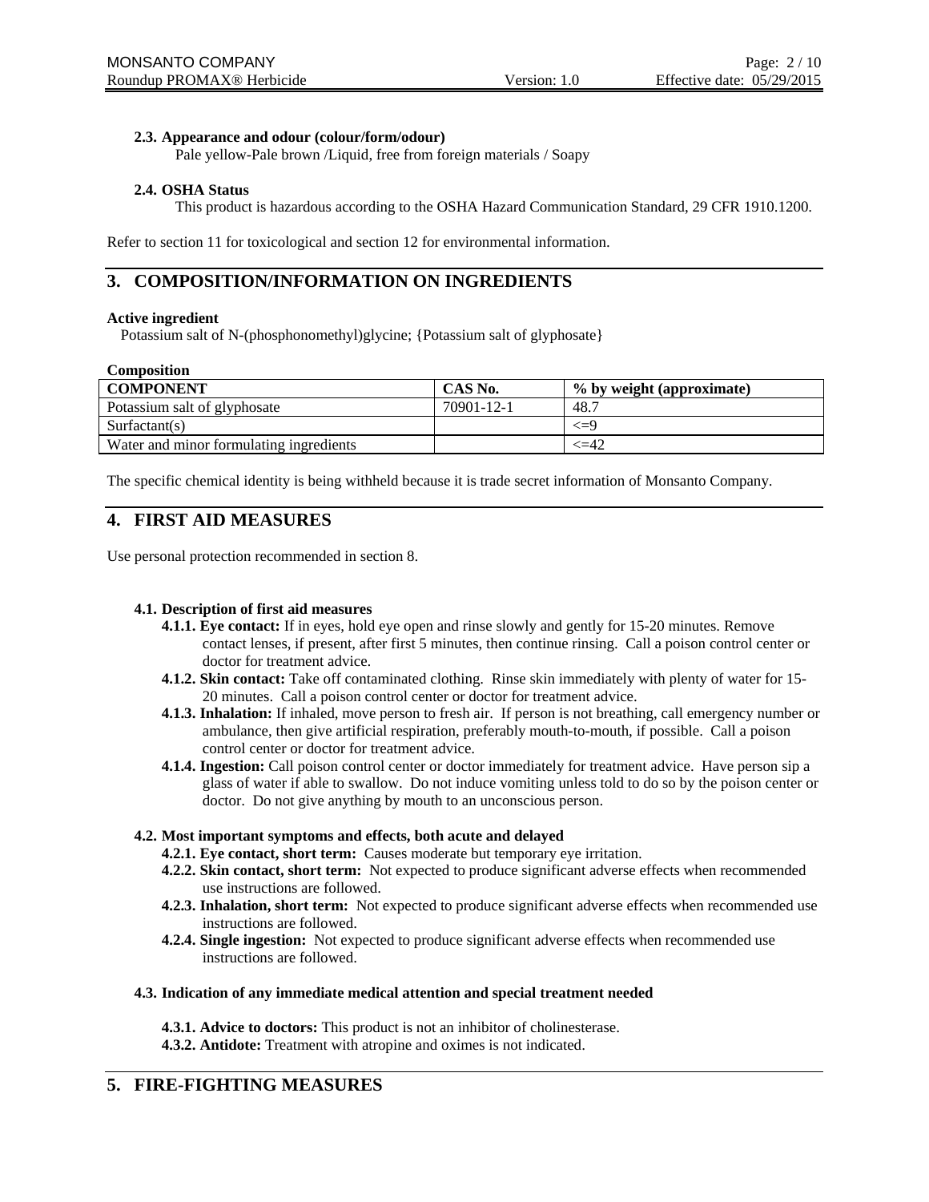#### 2.3. Appearance and odour (colour/form/odour)

Pale yellow-Pale brown /Liquid, free from foreign materials / Soapy

#### 2.4. OSHA Status

This product is hazardous according to the OSHA Hazard Communication Standard, 29 CFR 1910.1200.

Refer to section 11 for toxicological and section 12 for environmental information.

## 3. COMPOSITION/INFORMATION ON INGREDIENTS

**Active ingredient**

Potassium salt of N-(phosphonomethyl)glycine; {Potassium salt of glyphosate}

**Composition**

| COMPONENT | CAS No. | % by weight (approximate) |
|---|---|---|
| Potassium salt of glyphosate | 70901-12-1 | 48.7 |
| Surfactant(s) | | <=9 |
| Water and minor formulating ingredients | | <=42 |

The specific chemical identity is being withheld because it is trade secret information of Monsanto Company.

## 4. FIRST AID MEASURES

Use personal protection recommended in section 8.

#### 4.1. Description of first aid measures

**4.1.1. Eye contact:** If in eyes, hold eye open and rinse slowly and gently for 15-20 minutes. Remove contact lenses, if present, after first 5 minutes, then continue rinsing. Call a poison control center or doctor for treatment advice.

**4.1.2. Skin contact:** Take off contaminated clothing. Rinse skin immediately with plenty of water for 15-20 minutes. Call a poison control center or doctor for treatment advice.

**4.1.3. Inhalation:** If inhaled, move person to fresh air. If person is not breathing, call emergency number or ambulance, then give artificial respiration, preferably mouth-to-mouth, if possible. Call a poison control center or doctor for treatment advice.

**4.1.4. Ingestion:** Call poison control center or doctor immediately for treatment advice. Have person sip a glass of water if able to swallow. Do not induce vomiting unless told to do so by the poison center or doctor. Do not give anything by mouth to an unconscious person.

#### 4.2. Most important symptoms and effects, both acute and delayed

**4.2.1. Eye contact, short term:** Causes moderate but temporary eye irritation.

**4.2.2. Skin contact, short term:** Not expected to produce significant adverse effects when recommended use instructions are followed.

**4.2.3. Inhalation, short term:** Not expected to produce significant adverse effects when recommended use instructions are followed.

**4.2.4. Single ingestion:** Not expected to produce significant adverse effects when recommended use instructions are followed.

#### 4.3. Indication of any immediate medical attention and special treatment needed

**4.3.1. Advice to doctors:** This product is not an inhibitor of cholinesterase.

**4.3.2. Antidote:** Treatment with atropine and oximes is not indicated.

## 5. FIRE-FIGHTING MEASURES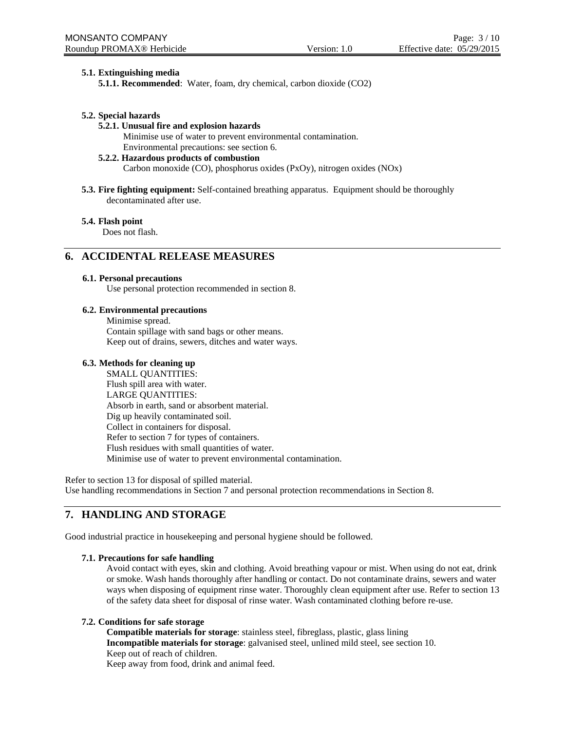#### 5.1. Extinguishing media

**5.1.1. Recommended**: Water, foam, dry chemical, carbon dioxide ($CO_2$)

#### 5.2. Special hazards

**5.2.1. Unusual fire and explosion hazards**

Minimise use of water to prevent environmental contamination.
Environmental precautions: see section 6.

**5.2.2. Hazardous products of combustion**

Carbon monoxide (CO), phosphorus oxides ($P_xO_y$), nitrogen oxides ($NO_x$)

**5.3. Fire fighting equipment:** Self-contained breathing apparatus. Equipment should be thoroughly decontaminated after use.

#### 5.4. Flash point

Does not flash.

## 6. ACCIDENTAL RELEASE MEASURES

#### 6.1. Personal precautions

Use personal protection recommended in section 8.

#### 6.2. Environmental precautions

Minimise spread.
Contain spillage with sand bags or other means.
Keep out of drains, sewers, ditches and water ways.

#### 6.3. Methods for cleaning up

SMALL QUANTITIES:
Flush spill area with water.
LARGE QUANTITIES:
Absorb in earth, sand or absorbent material.
Dig up heavily contaminated soil.
Collect in containers for disposal.
Refer to section 7 for types of containers.
Flush residues with small quantities of water.
Minimise use of water to prevent environmental contamination.

Refer to section 13 for disposal of spilled material.
Use handling recommendations in Section 7 and personal protection recommendations in Section 8.

## 7. HANDLING AND STORAGE

Good industrial practice in housekeeping and personal hygiene should be followed.

#### 7.1. Precautions for safe handling

Avoid contact with eyes, skin and clothing. Avoid breathing vapour or mist. When using do not eat, drink or smoke. Wash hands thoroughly after handling or contact. Do not contaminate drains, sewers and water ways when disposing of equipment rinse water. Thoroughly clean equipment after use. Refer to section 13 of the safety data sheet for disposal of rinse water. Wash contaminated clothing before re-use.

#### 7.2. Conditions for safe storage

**Compatible materials for storage**: stainless steel, fibreglass, plastic, glass lining
**Incompatible materials for storage**: galvanised steel, unlined mild steel, see section 10.
Keep out of reach of children.
Keep away from food, drink and animal feed.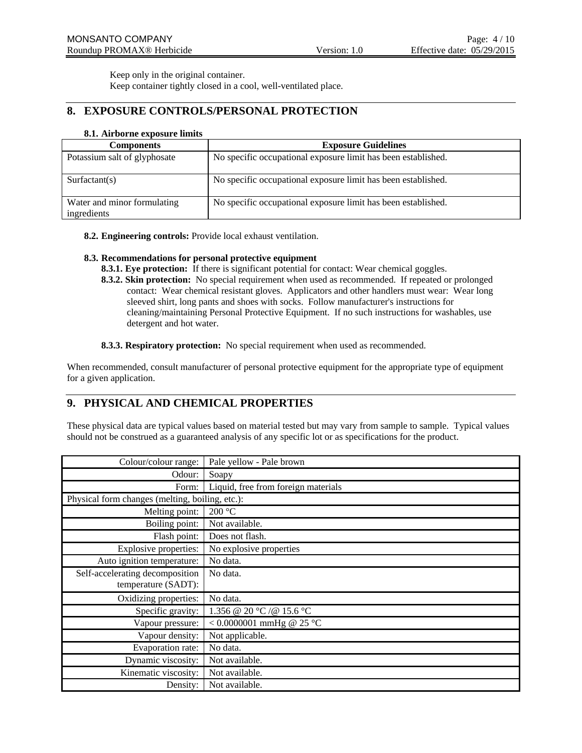Keep only in the original container.
Keep container tightly closed in a cool, well-ventilated place.

## 8. EXPOSURE CONTROLS/PERSONAL PROTECTION

### 8.1. Airborne exposure limits

| Components | Exposure Guidelines |
|---|---|
| Potassium salt of glyphosate | No specific occupational exposure limit has been established. |
| Surfactant(s) | No specific occupational exposure limit has been established. |
| Water and minor formulating ingredients | No specific occupational exposure limit has been established. |

**8.2. Engineering controls:** Provide local exhaust ventilation.

**8.3. Recommendations for personal protective equipment**

**8.3.1. Eye protection:** If there is significant potential for contact: Wear chemical goggles.

**8.3.2. Skin protection:** No special requirement when used as recommended. If repeated or prolonged contact: Wear chemical resistant gloves. Applicators and other handlers must wear: Wear long sleeved shirt, long pants and shoes with socks. Follow manufacturer's instructions for cleaning/maintaining Personal Protective Equipment. If no such instructions for washables, use detergent and hot water.

**8.3.3. Respiratory protection:** No special requirement when used as recommended.

When recommended, consult manufacturer of personal protective equipment for the appropriate type of equipment for a given application.

## 9. PHYSICAL AND CHEMICAL PROPERTIES

These physical data are typical values based on material tested but may vary from sample to sample. Typical values should not be construed as a guaranteed analysis of any specific lot or as specifications for the product.

| | |
|---|---|
| Colour/colour range: | Pale yellow - Pale brown |
| Odour: | Soapy |
| Form: | Liquid, free from foreign materials |
| Physical form changes (melting, boiling, etc.): | |
| Melting point: | 200 °C |
| Boiling point: | Not available. |
| Flash point: | Does not flash. |
| Explosive properties: | No explosive properties |
| Auto ignition temperature: | No data. |
| Self-accelerating decomposition temperature (SADT): | No data. |
| Oxidizing properties: | No data. |
| Specific gravity: | 1.356 @ 20 °C /@ 15.6 °C |
| Vapour pressure: | < 0.0000001 mmHg @ 25 °C |
| Vapour density: | Not applicable. |
| Evaporation rate: | No data. |
| Dynamic viscosity: | Not available. |
| Kinematic viscosity: | Not available. |
| Density: | Not available. |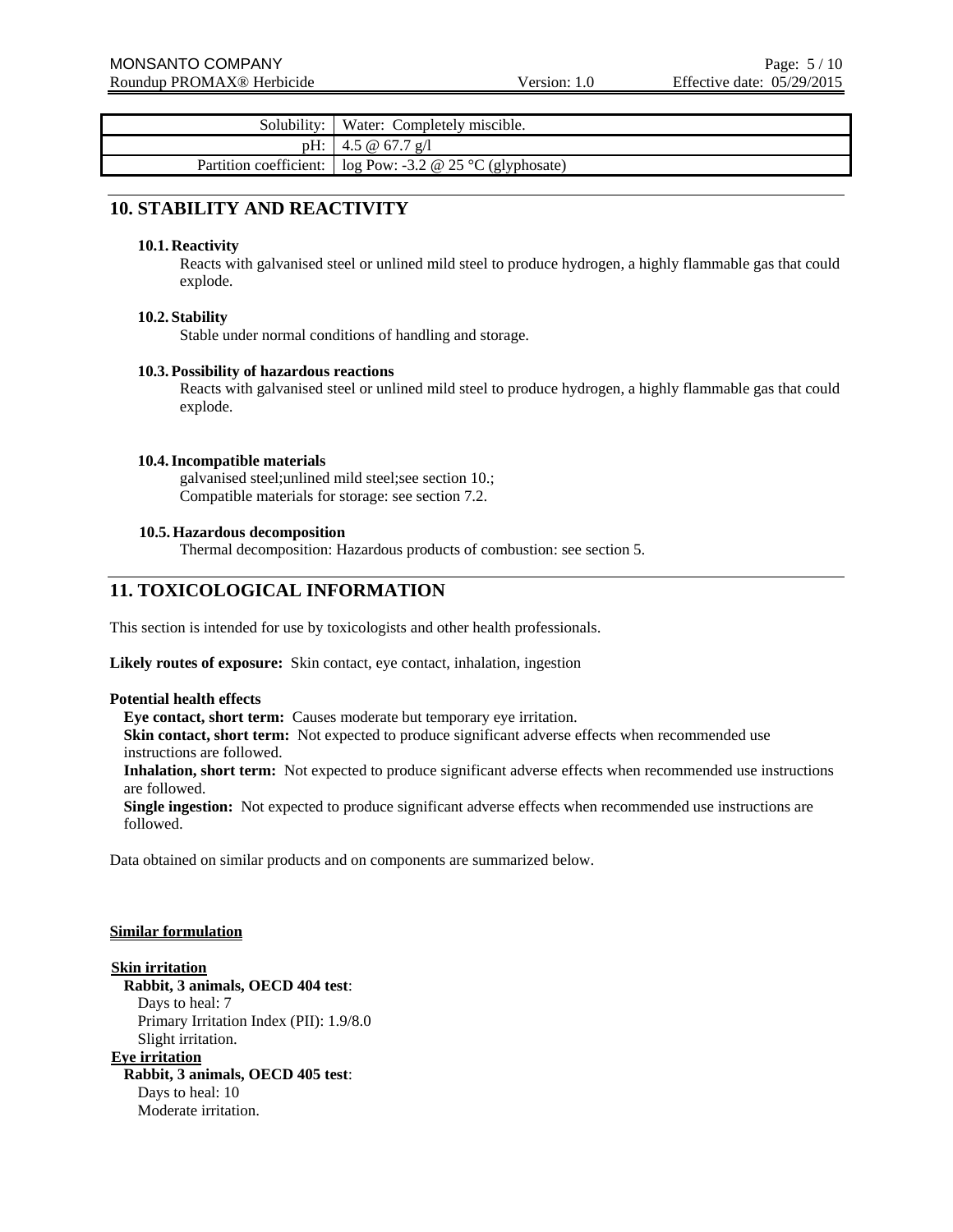| | |
|---|---|
| Solubility: | Water: Completely miscible. |
| pH: | 4.5 @ 67.7 g/l |
| Partition coefficient: | log Pow: -3.2 @ 25 °C (glyphosate) |

## 10. STABILITY AND REACTIVITY

### 10.1. Reactivity

Reacts with galvanised steel or unlined mild steel to produce hydrogen, a highly flammable gas that could explode.

### 10.2. Stability

Stable under normal conditions of handling and storage.

### 10.3. Possibility of hazardous reactions

Reacts with galvanised steel or unlined mild steel to produce hydrogen, a highly flammable gas that could explode.

### 10.4. Incompatible materials

galvanised steel;unlined mild steel;see section 10.;
Compatible materials for storage: see section 7.2.

### 10.5. Hazardous decomposition

Thermal decomposition: Hazardous products of combustion: see section 5.

## 11. TOXICOLOGICAL INFORMATION

This section is intended for use by toxicologists and other health professionals.

**Likely routes of exposure:** Skin contact, eye contact, inhalation, ingestion

**Potential health effects**

**Eye contact, short term:** Causes moderate but temporary eye irritation.
**Skin contact, short term:** Not expected to produce significant adverse effects when recommended use instructions are followed.
**Inhalation, short term:** Not expected to produce significant adverse effects when recommended use instructions are followed.
**Single ingestion:** Not expected to produce significant adverse effects when recommended use instructions are followed.

Data obtained on similar products and on components are summarized below.

**Similar formulation**

**Skin irritation**

**Rabbit, 3 animals, OECD 404 test**:
Days to heal: 7
Primary Irritation Index (PII): 1.9/8.0
Slight irritation.

**Eye irritation**

**Rabbit, 3 animals, OECD 405 test**:
Days to heal: 10
Moderate irritation.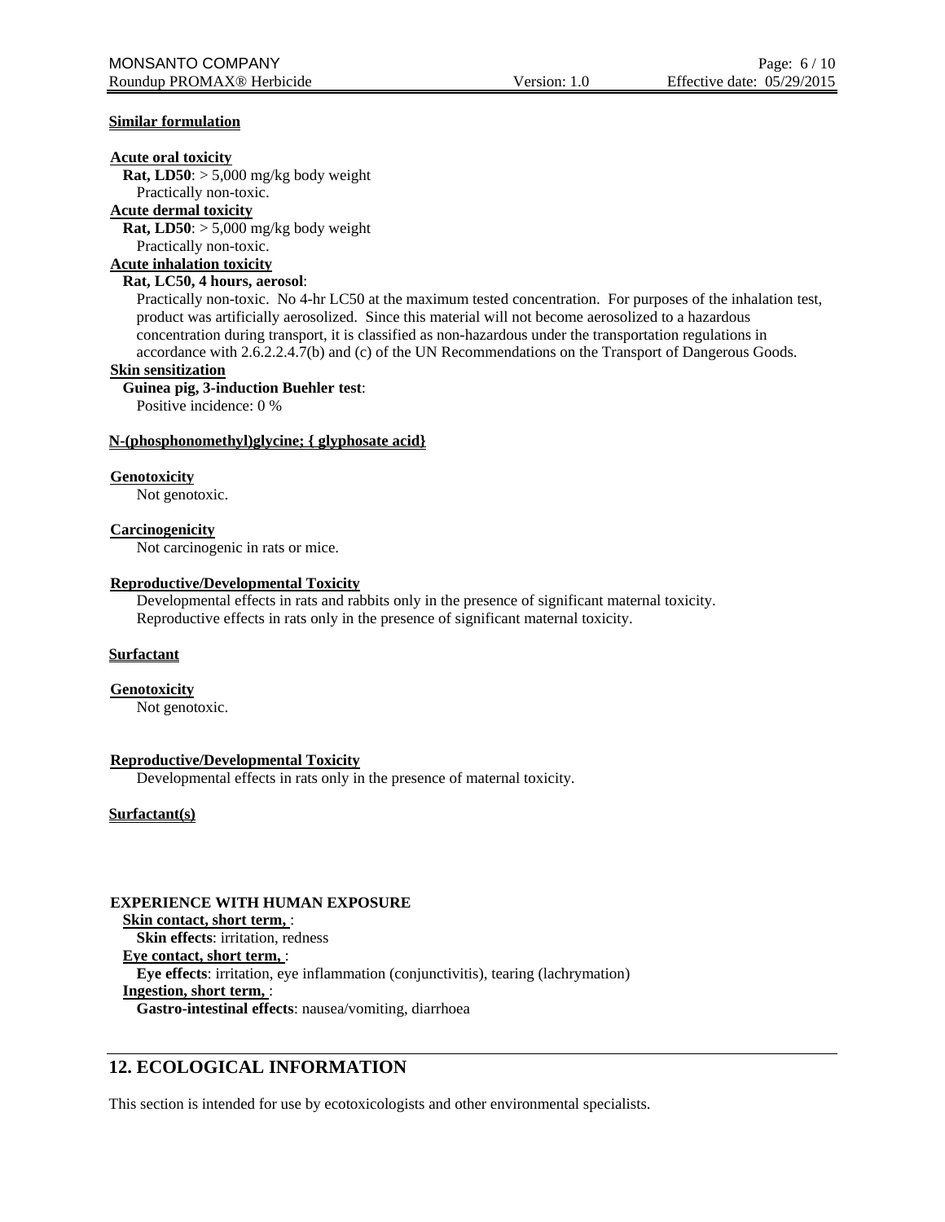**Similar formulation**

**Acute oral toxicity**

**Rat, LD50**: > 5,000 mg/kg body weight
Practically non-toxic.

**Acute dermal toxicity**

**Rat, LD50**: > 5,000 mg/kg body weight
Practically non-toxic.

**Acute inhalation toxicity**

**Rat, LC50, 4 hours, aerosol**:
Practically non-toxic. No 4-hr LC50 at the maximum tested concentration. For purposes of the inhalation test, product was artificially aerosolized. Since this material will not become aerosolized to a hazardous concentration during transport, it is classified as non-hazardous under the transportation regulations in accordance with 2.6.2.2.4.7(b) and (c) of the UN Recommendations on the Transport of Dangerous Goods.

**Skin sensitization**

**Guinea pig, 3-induction Buehler test**:
Positive incidence: 0 %

**N-(phosphonomethyl)glycine; { glyphosate acid}**

**Genotoxicity**

Not genotoxic.

**Carcinogenicity**

Not carcinogenic in rats or mice.

**Reproductive/Developmental Toxicity**

Developmental effects in rats and rabbits only in the presence of significant maternal toxicity.
Reproductive effects in rats only in the presence of significant maternal toxicity.

**Surfactant**

**Genotoxicity**

Not genotoxic.

**Reproductive/Developmental Toxicity**

Developmental effects in rats only in the presence of maternal toxicity.

**Surfactant(s)**

**EXPERIENCE WITH HUMAN EXPOSURE**

**Skin contact, short term,** :
**Skin effects**: irritation, redness

**Eye contact, short term,** :
**Eye effects**: irritation, eye inflammation (conjunctivitis), tearing (lachrymation)

**Ingestion, short term,** :
**Gastro-intestinal effects**: nausea/vomiting, diarrhoea

## 12. ECOLOGICAL INFORMATION

This section is intended for use by ecotoxicologists and other environmental specialists.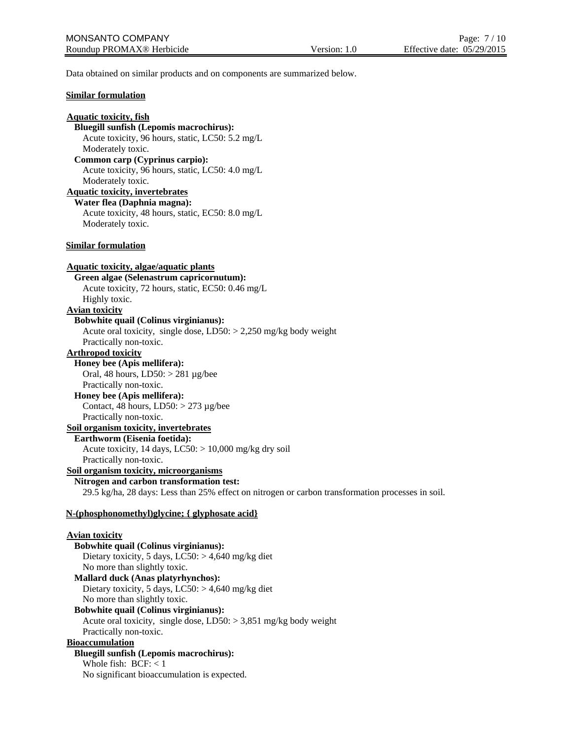Data obtained on similar products and on components are summarized below.

**Similar formulation**

**Aquatic toxicity, fish**

**Bluegill sunfish (Lepomis macrochirus):**
Acute toxicity, 96 hours, static, LC50: 5.2 mg/L
Moderately toxic.

**Common carp (Cyprinus carpio):**
Acute toxicity, 96 hours, static, LC50: 4.0 mg/L
Moderately toxic.

**Aquatic toxicity, invertebrates**

**Water flea (Daphnia magna):**
Acute toxicity, 48 hours, static, EC50: 8.0 mg/L
Moderately toxic.

**Similar formulation**

**Aquatic toxicity, algae/aquatic plants**

**Green algae (Selenastrum capricornutum):**
Acute toxicity, 72 hours, static, EC50: 0.46 mg/L
Highly toxic.

**Avian toxicity**

**Bobwhite quail (Colinus virginianus):**
Acute oral toxicity, single dose, LD50: > 2,250 mg/kg body weight
Practically non-toxic.

**Arthropod toxicity**

**Honey bee (Apis mellifera):**
Oral, 48 hours, LD50: > 281 µg/bee
Practically non-toxic.

**Honey bee (Apis mellifera):**
Contact, 48 hours, LD50: > 273 µg/bee
Practically non-toxic.

**Soil organism toxicity, invertebrates**

**Earthworm (Eisenia foetida):**
Acute toxicity, 14 days, LC50: > 10,000 mg/kg dry soil
Practically non-toxic.

**Soil organism toxicity, microorganisms**

**Nitrogen and carbon transformation test:**
29.5 kg/ha, 28 days: Less than 25% effect on nitrogen or carbon transformation processes in soil.

**N-(phosphonomethyl)glycine; { glyphosate acid}**

**Avian toxicity**

**Bobwhite quail (Colinus virginianus):**
Dietary toxicity, 5 days, LC50: > 4,640 mg/kg diet
No more than slightly toxic.

**Mallard duck (Anas platyrhynchos):**
Dietary toxicity, 5 days, LC50: > 4,640 mg/kg diet
No more than slightly toxic.

**Bobwhite quail (Colinus virginianus):**
Acute oral toxicity, single dose, LD50: > 3,851 mg/kg body weight
Practically non-toxic.

**Bioaccumulation**

**Bluegill sunfish (Lepomis macrochirus):**
Whole fish: BCF: < 1
No significant bioaccumulation is expected.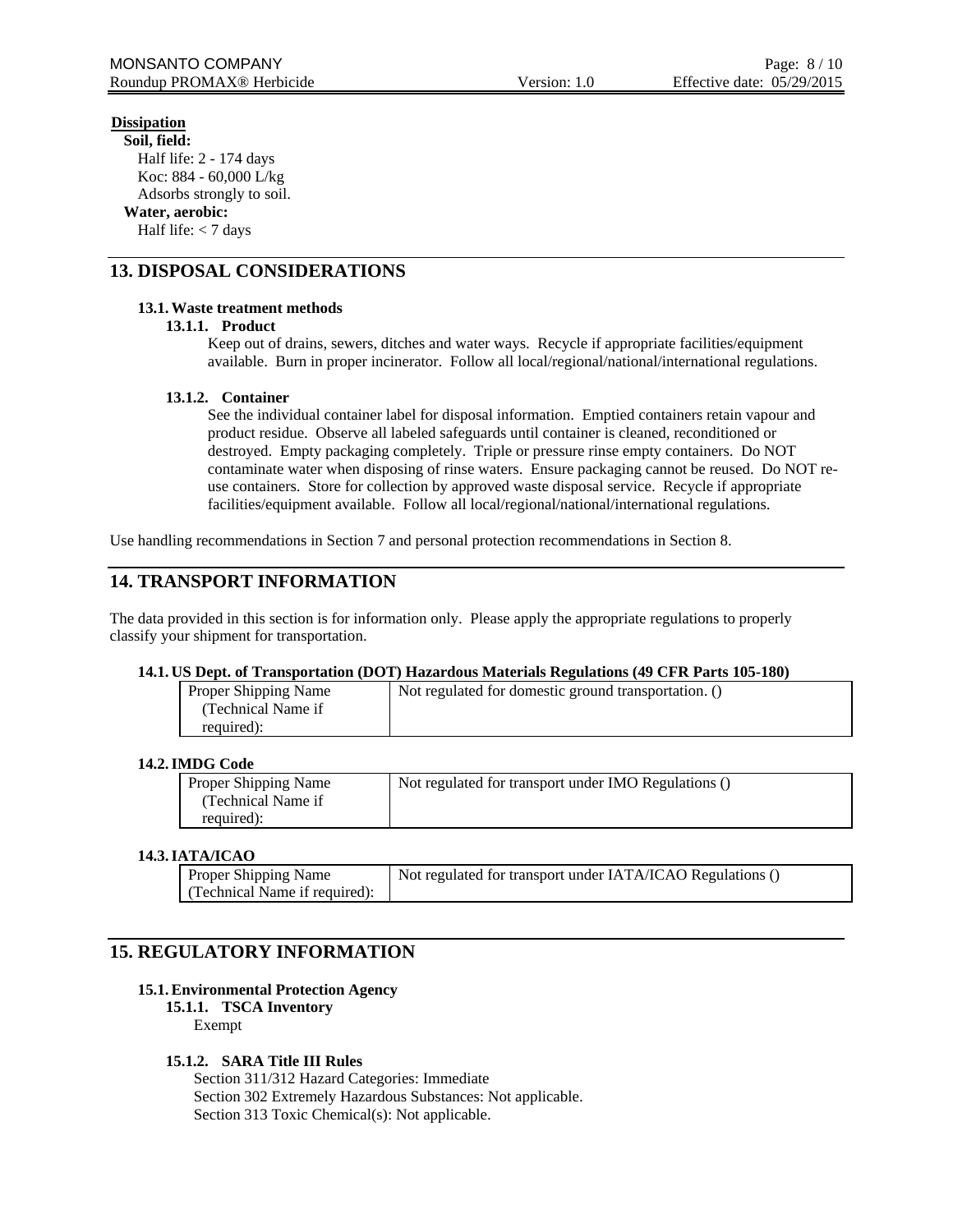**Dissipation**

**Soil, field:**

Half life: 2 - 174 days
Koc: 884 - 60,000 L/kg
Adsorbs strongly to soil.

**Water, aerobic:**

Half life: < 7 days

## 13. DISPOSAL CONSIDERATIONS

### 13.1. Waste treatment methods

#### 13.1.1. Product

Keep out of drains, sewers, ditches and water ways. Recycle if appropriate facilities/equipment available. Burn in proper incinerator. Follow all local/regional/national/international regulations.

#### 13.1.2. Container

See the individual container label for disposal information. Emptied containers retain vapour and product residue. Observe all labeled safeguards until container is cleaned, reconditioned or destroyed. Empty packaging completely. Triple or pressure rinse empty containers. Do NOT contaminate water when disposing of rinse waters. Ensure packaging cannot be reused. Do NOT re-use containers. Store for collection by approved waste disposal service. Recycle if appropriate facilities/equipment available. Follow all local/regional/national/international regulations.

Use handling recommendations in Section 7 and personal protection recommendations in Section 8.

## 14. TRANSPORT INFORMATION

The data provided in this section is for information only. Please apply the appropriate regulations to properly classify your shipment for transportation.

### 14.1. US Dept. of Transportation (DOT) Hazardous Materials Regulations (49 CFR Parts 105-180)

| Proper Shipping Name (Technical Name if required): | Not regulated for domestic ground transportation. () |
|---|---|

### 14.2. IMDG Code

| Proper Shipping Name (Technical Name if required): | Not regulated for transport under IMO Regulations () |
|---|---|

### 14.3. IATA/ICAO

| Proper Shipping Name (Technical Name if required): | Not regulated for transport under IATA/ICAO Regulations () |
|---|---|

## 15. REGULATORY INFORMATION

### 15.1. Environmental Protection Agency

#### 15.1.1. TSCA Inventory

Exempt

#### 15.1.2. SARA Title III Rules

Section 311/312 Hazard Categories: Immediate
Section 302 Extremely Hazardous Substances: Not applicable.
Section 313 Toxic Chemical(s): Not applicable.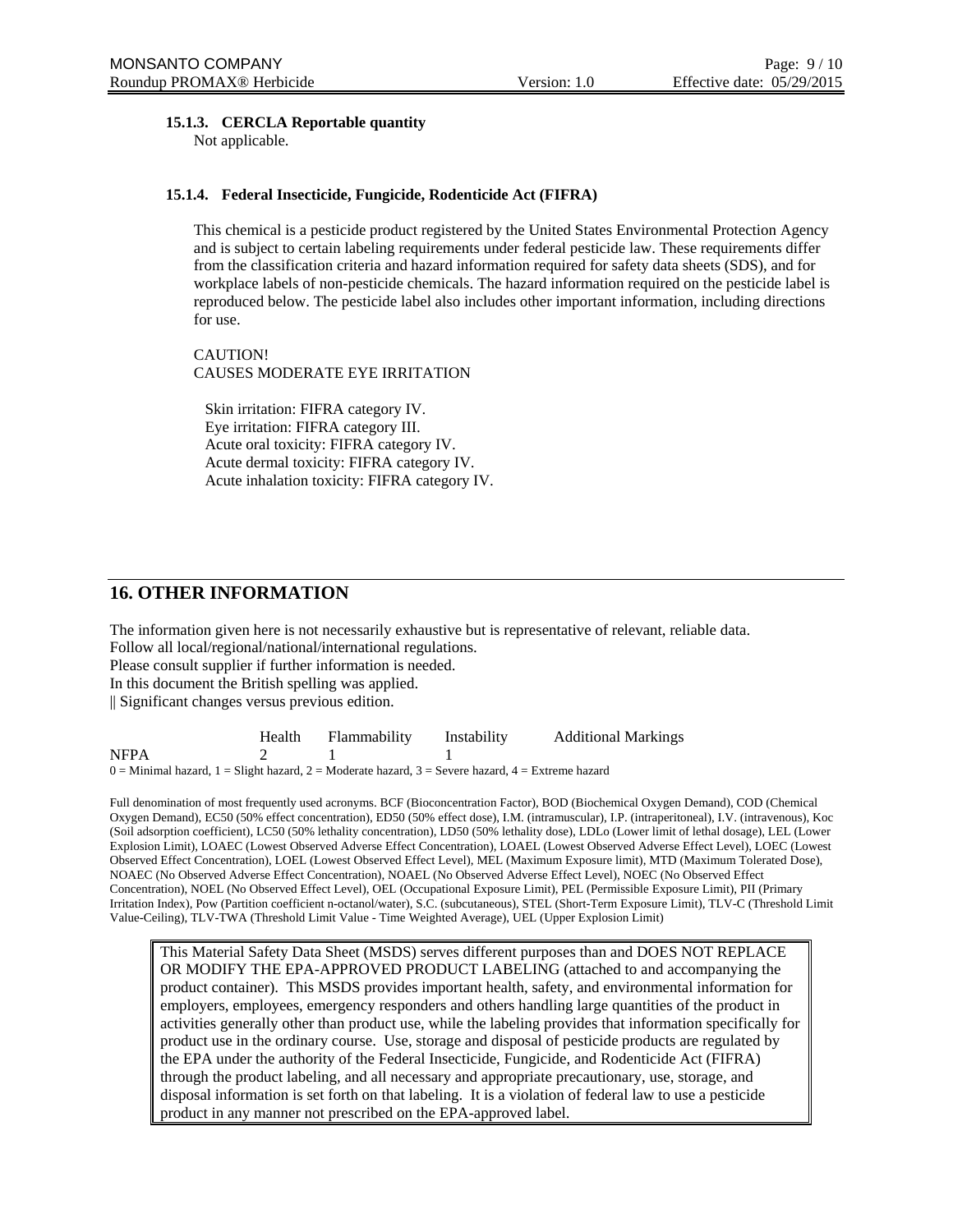#### 15.1.3. CERCLA Reportable quantity

Not applicable.

#### 15.1.4. Federal Insecticide, Fungicide, Rodenticide Act (FIFRA)

This chemical is a pesticide product registered by the United States Environmental Protection Agency and is subject to certain labeling requirements under federal pesticide law. These requirements differ from the classification criteria and hazard information required for safety data sheets (SDS), and for workplace labels of non-pesticide chemicals. The hazard information required on the pesticide label is reproduced below. The pesticide label also includes other important information, including directions for use.

CAUTION!
CAUSES MODERATE EYE IRRITATION

Skin irritation: FIFRA category IV.
Eye irritation: FIFRA category III.
Acute oral toxicity: FIFRA category IV.
Acute dermal toxicity: FIFRA category IV.
Acute inhalation toxicity: FIFRA category IV.

## 16. OTHER INFORMATION

The information given here is not necessarily exhaustive but is representative of relevant, reliable data.
Follow all local/regional/national/international regulations.
Please consult supplier if further information is needed.
In this document the British spelling was applied.
|| Significant changes versus previous edition.

| | Health | Flammability | Instability | Additional Markings |
|---|---|---|---|---|
| NFPA | 2 | 1 | 1 | |

0 = Minimal hazard, 1 = Slight hazard, 2 = Moderate hazard, 3 = Severe hazard, 4 = Extreme hazard

Full denomination of most frequently used acronyms. BCF (Bioconcentration Factor), BOD (Biochemical Oxygen Demand), COD (Chemical Oxygen Demand), EC50 (50% effect concentration), ED50 (50% effect dose), I.M. (intramuscular), I.P. (intraperitoneal), I.V. (intravenous), Koc (Soil adsorption coefficient), LC50 (50% lethality concentration), LD50 (50% lethality dose), LDLo (Lower limit of lethal dosage), LEL (Lower Explosion Limit), LOAEC (Lowest Observed Adverse Effect Concentration), LOAEL (Lowest Observed Adverse Effect Level), LOEC (Lowest Observed Effect Concentration), LOEL (Lowest Observed Effect Level), MEL (Maximum Exposure limit), MTD (Maximum Tolerated Dose), NOAEC (No Observed Adverse Effect Concentration), NOAEL (No Observed Adverse Effect Level), NOEC (No Observed Effect Concentration), NOEL (No Observed Effect Level), OEL (Occupational Exposure Limit), PEL (Permissible Exposure Limit), PII (Primary Irritation Index), Pow (Partition coefficient n-octanol/water), S.C. (subcutaneous), STEL (Short-Term Exposure Limit), TLV-C (Threshold Limit Value-Ceiling), TLV-TWA (Threshold Limit Value - Time Weighted Average), UEL (Upper Explosion Limit)

This Material Safety Data Sheet (MSDS) serves different purposes than and DOES NOT REPLACE OR MODIFY THE EPA-APPROVED PRODUCT LABELING (attached to and accompanying the product container). This MSDS provides important health, safety, and environmental information for employers, employees, emergency responders and others handling large quantities of the product in activities generally other than product use, while the labeling provides that information specifically for product use in the ordinary course. Use, storage and disposal of pesticide products are regulated by the EPA under the authority of the Federal Insecticide, Fungicide, and Rodenticide Act (FIFRA) through the product labeling, and all necessary and appropriate precautionary, use, storage, and disposal information is set forth on that labeling. It is a violation of federal law to use a pesticide product in any manner not prescribed on the EPA-approved label.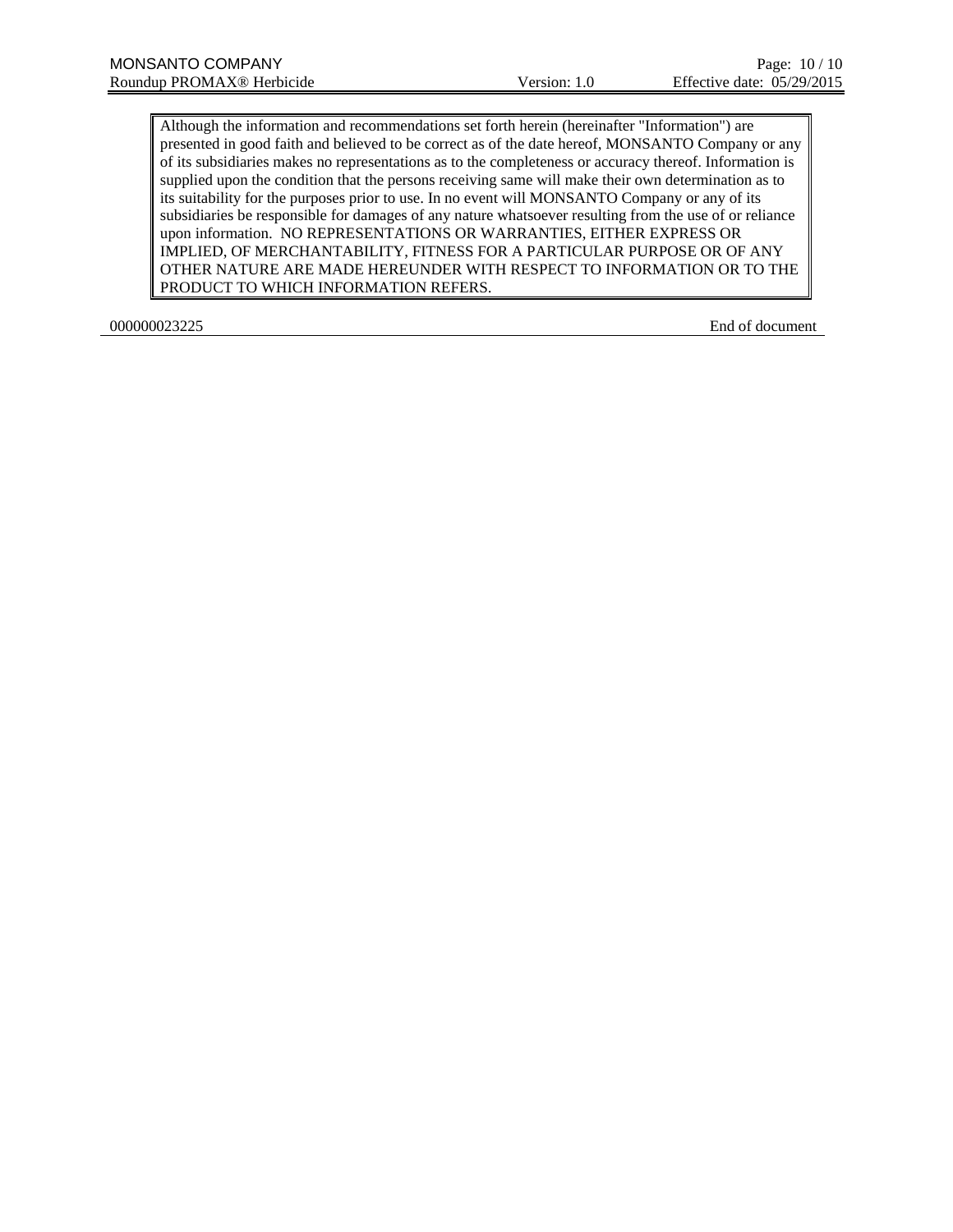Although the information and recommendations set forth herein (hereinafter "Information") are presented in good faith and believed to be correct as of the date hereof, MONSANTO Company or any of its subsidiaries makes no representations as to the completeness or accuracy thereof. Information is supplied upon the condition that the persons receiving same will make their own determination as to its suitability for the purposes prior to use. In no event will MONSANTO Company or any of its subsidiaries be responsible for damages of any nature whatsoever resulting from the use of or reliance upon information. NO REPRESENTATIONS OR WARRANTIES, EITHER EXPRESS OR IMPLIED, OF MERCHANTABILITY, FITNESS FOR A PARTICULAR PURPOSE OR OF ANY OTHER NATURE ARE MADE HEREUNDER WITH RESPECT TO INFORMATION OR TO THE PRODUCT TO WHICH INFORMATION REFERS.

000000023225 End of document